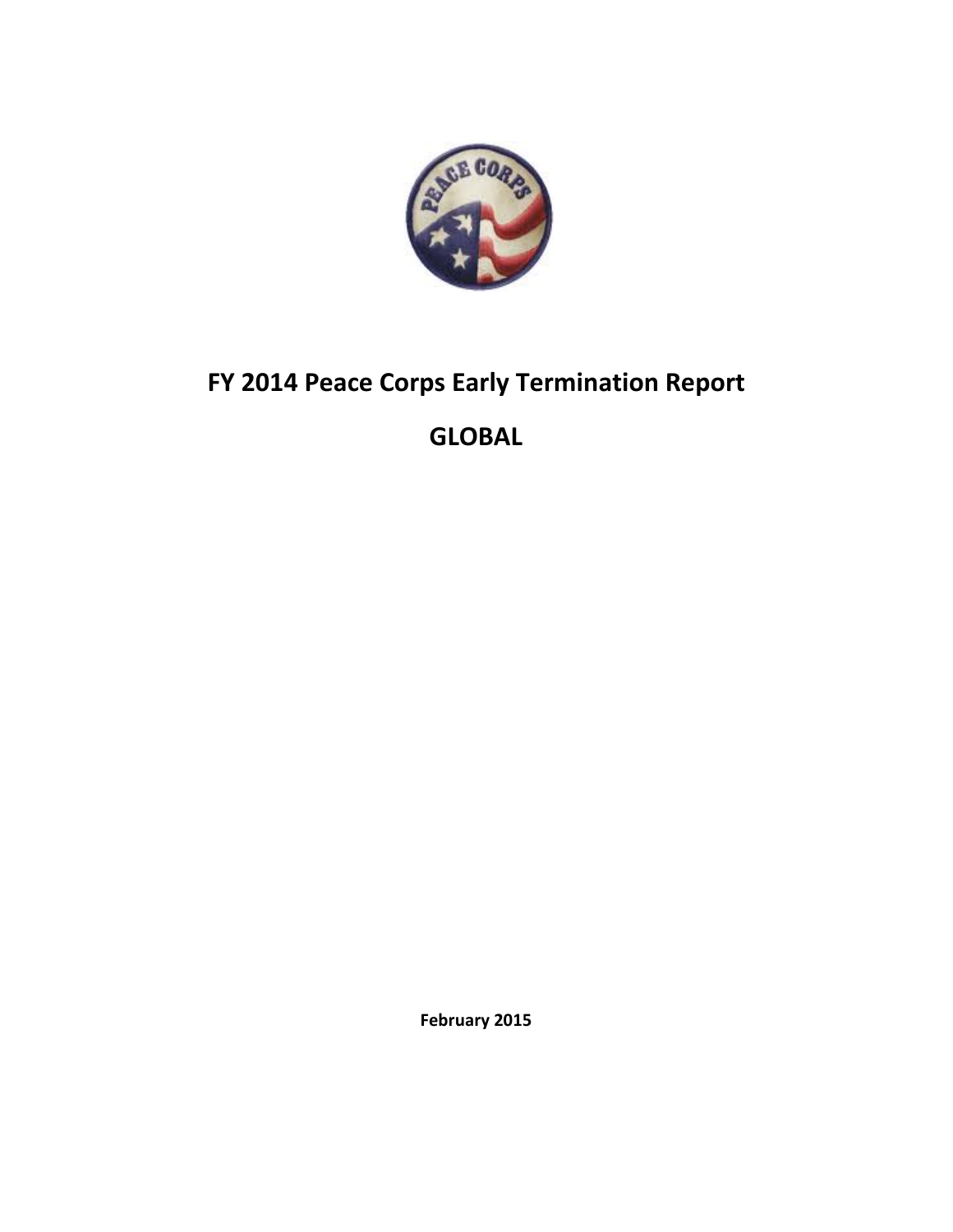# FY 2014 Peace Corps Early Termination Report

# GLOBAL

February 2015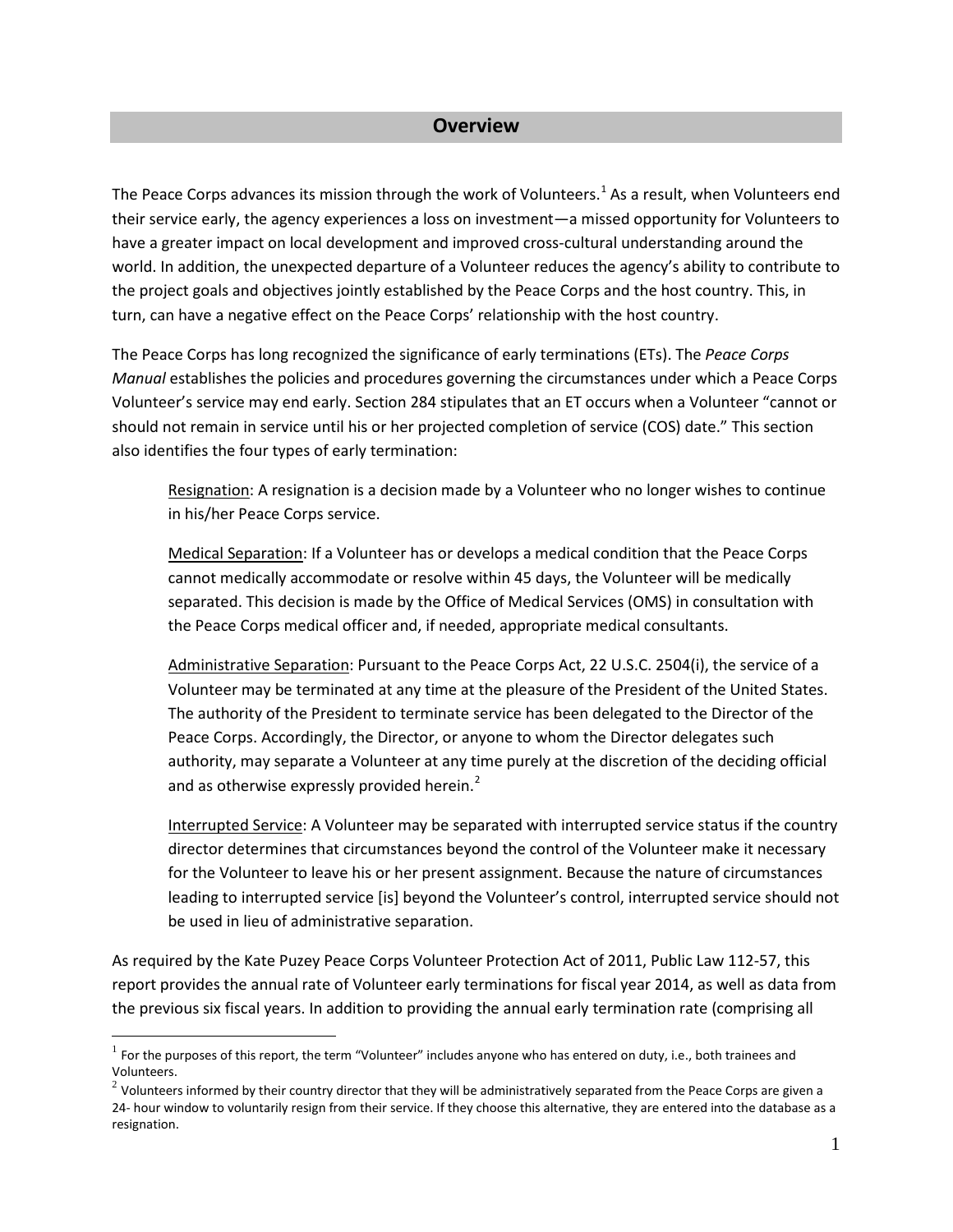## Overview

The Peace Corps advances its mission through the work of Volunteers.[1] As a result, when Volunteers end their service early, the agency experiences a loss on investment—a missed opportunity for Volunteers to have a greater impact on local development and improved cross-cultural understanding around the world. In addition, the unexpected departure of a Volunteer reduces the agency's ability to contribute to the project goals and objectives jointly established by the Peace Corps and the host country. This, in turn, can have a negative effect on the Peace Corps' relationship with the host country.

The Peace Corps has long recognized the significance of early terminations (ETs). The *Peace Corps Manual* establishes the policies and procedures governing the circumstances under which a Peace Corps Volunteer's service may end early. Section 284 stipulates that an ET occurs when a Volunteer "cannot or should not remain in service until his or her projected completion of service (COS) date." This section also identifies the four types of early termination:

> Resignation: A resignation is a decision made by a Volunteer who no longer wishes to continue in his/her Peace Corps service.
>
> Medical Separation: If a Volunteer has or develops a medical condition that the Peace Corps cannot medically accommodate or resolve within 45 days, the Volunteer will be medically separated. This decision is made by the Office of Medical Services (OMS) in consultation with the Peace Corps medical officer and, if needed, appropriate medical consultants.
>
> Administrative Separation: Pursuant to the Peace Corps Act, 22 U.S.C. 2504(i), the service of a Volunteer may be terminated at any time at the pleasure of the President of the United States. The authority of the President to terminate service has been delegated to the Director of the Peace Corps. Accordingly, the Director, or anyone to whom the Director delegates such authority, may separate a Volunteer at any time purely at the discretion of the deciding official and as otherwise expressly provided herein.[2]
>
> Interrupted Service: A Volunteer may be separated with interrupted service status if the country director determines that circumstances beyond the control of the Volunteer make it necessary for the Volunteer to leave his or her present assignment. Because the nature of circumstances leading to interrupted service [is] beyond the Volunteer's control, interrupted service should not be used in lieu of administrative separation.

As required by the Kate Puzey Peace Corps Volunteer Protection Act of 2011, Public Law 112-57, this report provides the annual rate of Volunteer early terminations for fiscal year 2014, as well as data from the previous six fiscal years. In addition to providing the annual early termination rate (comprising all

---

[1] For the purposes of this report, the term "Volunteer" includes anyone who has entered on duty, i.e., both trainees and Volunteers.

[2] Volunteers informed by their country director that they will be administratively separated from the Peace Corps are given a 24- hour window to voluntarily resign from their service. If they choose this alternative, they are entered into the database as a resignation.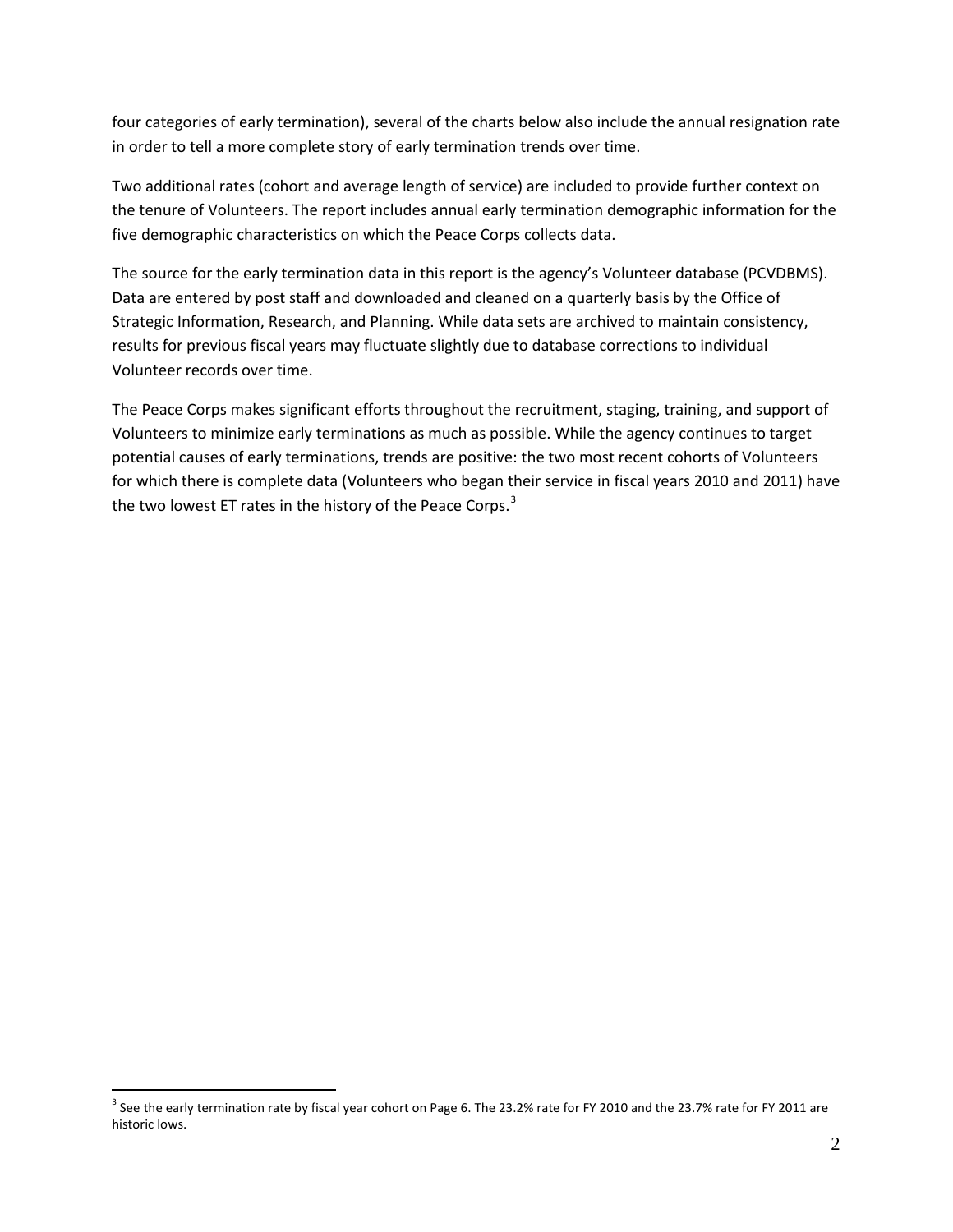four categories of early termination), several of the charts below also include the annual resignation rate in order to tell a more complete story of early termination trends over time.

Two additional rates (cohort and average length of service) are included to provide further context on the tenure of Volunteers. The report includes annual early termination demographic information for the five demographic characteristics on which the Peace Corps collects data.

The source for the early termination data in this report is the agency's Volunteer database (PCVDBMS). Data are entered by post staff and downloaded and cleaned on a quarterly basis by the Office of Strategic Information, Research, and Planning. While data sets are archived to maintain consistency, results for previous fiscal years may fluctuate slightly due to database corrections to individual Volunteer records over time.

The Peace Corps makes significant efforts throughout the recruitment, staging, training, and support of Volunteers to minimize early terminations as much as possible. While the agency continues to target potential causes of early terminations, trends are positive: the two most recent cohorts of Volunteers for which there is complete data (Volunteers who began their service in fiscal years 2010 and 2011) have the two lowest ET rates in the history of the Peace Corps.[3]

---

[3] See the early termination rate by fiscal year cohort on Page 6. The 23.2% rate for FY 2010 and the 23.7% rate for FY 2011 are historic lows.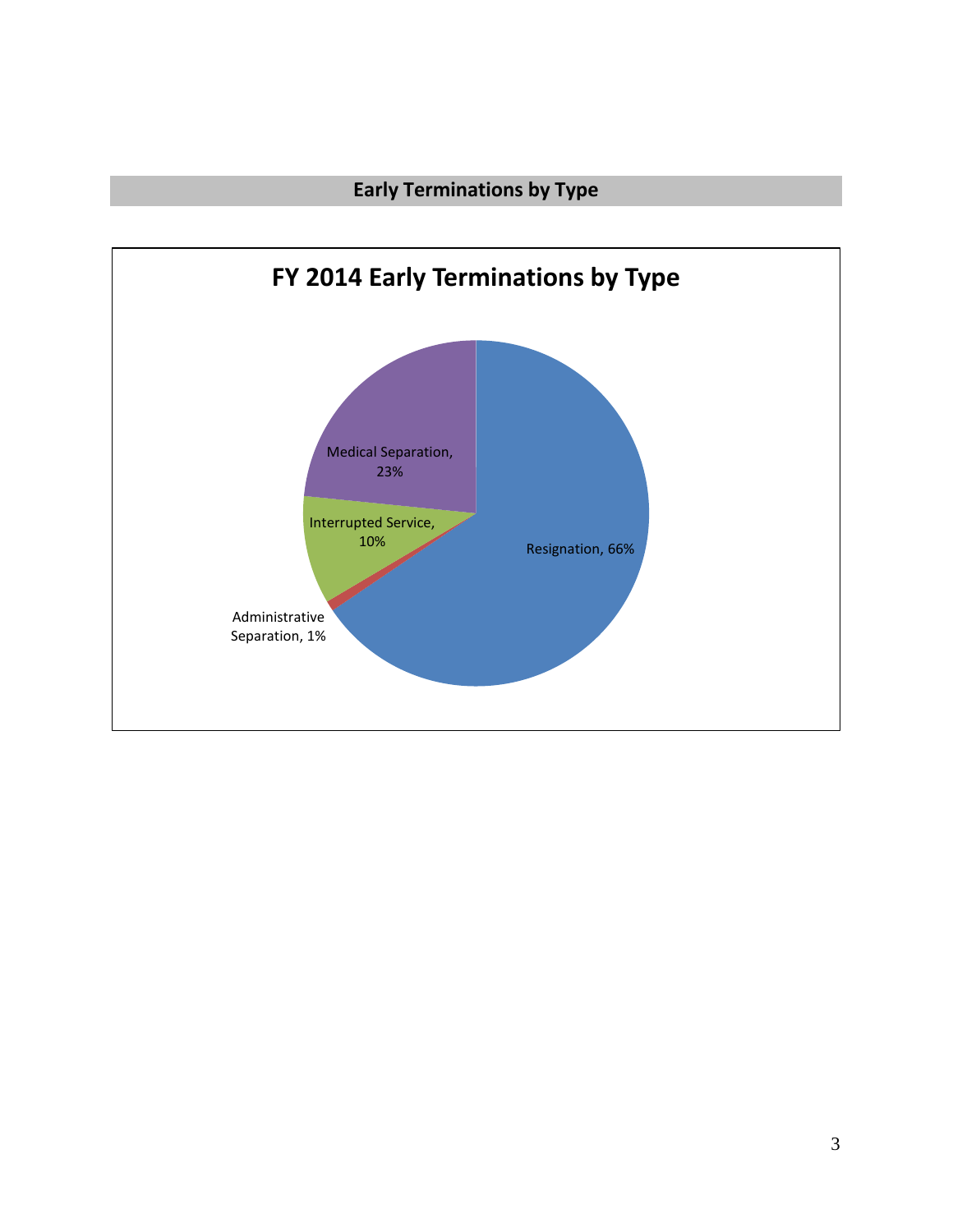## Early Terminations by Type

**FY 2014 Early Terminations by Type**

- Resignation, 66%
- Medical Separation, 23%
- Interrupted Service, 10%
- Administrative Separation, 1%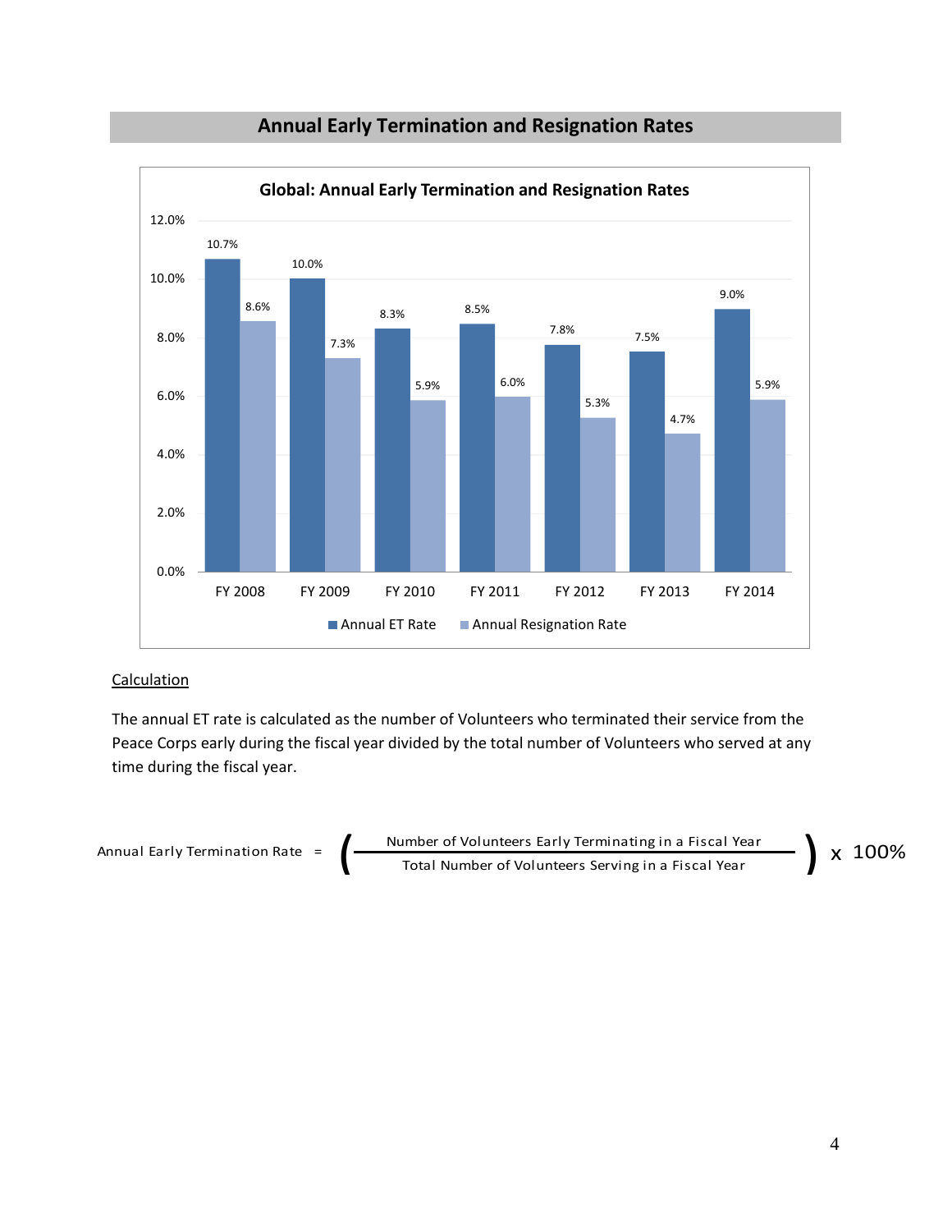## Annual Early Termination and Resignation Rates

**Global: Annual Early Termination and Resignation Rates**

| | FY 2008 | FY 2009 | FY 2010 | FY 2011 | FY 2012 | FY 2013 | FY 2014 |
|---|---|---|---|---|---|---|---|
| Annual ET Rate | 10.7% | 10.0% | 8.3% | 8.5% | 7.8% | 7.5% | 9.0% |
| Annual Resignation Rate | 8.6% | 7.3% | 5.9% | 6.0% | 5.3% | 4.7% | 5.9% |

<u>Calculation</u>

The annual ET rate is calculated as the number of Volunteers who terminated their service from the Peace Corps early during the fiscal year divided by the total number of Volunteers who served at any time during the fiscal year.

$$\text{Annual Early Termination Rate} = \left( \frac{\text{Number of Volunteers Early Terminating in a Fiscal Year}}{\text{Total Number of Volunteers Serving in a Fiscal Year}} \right) \times 100\%$$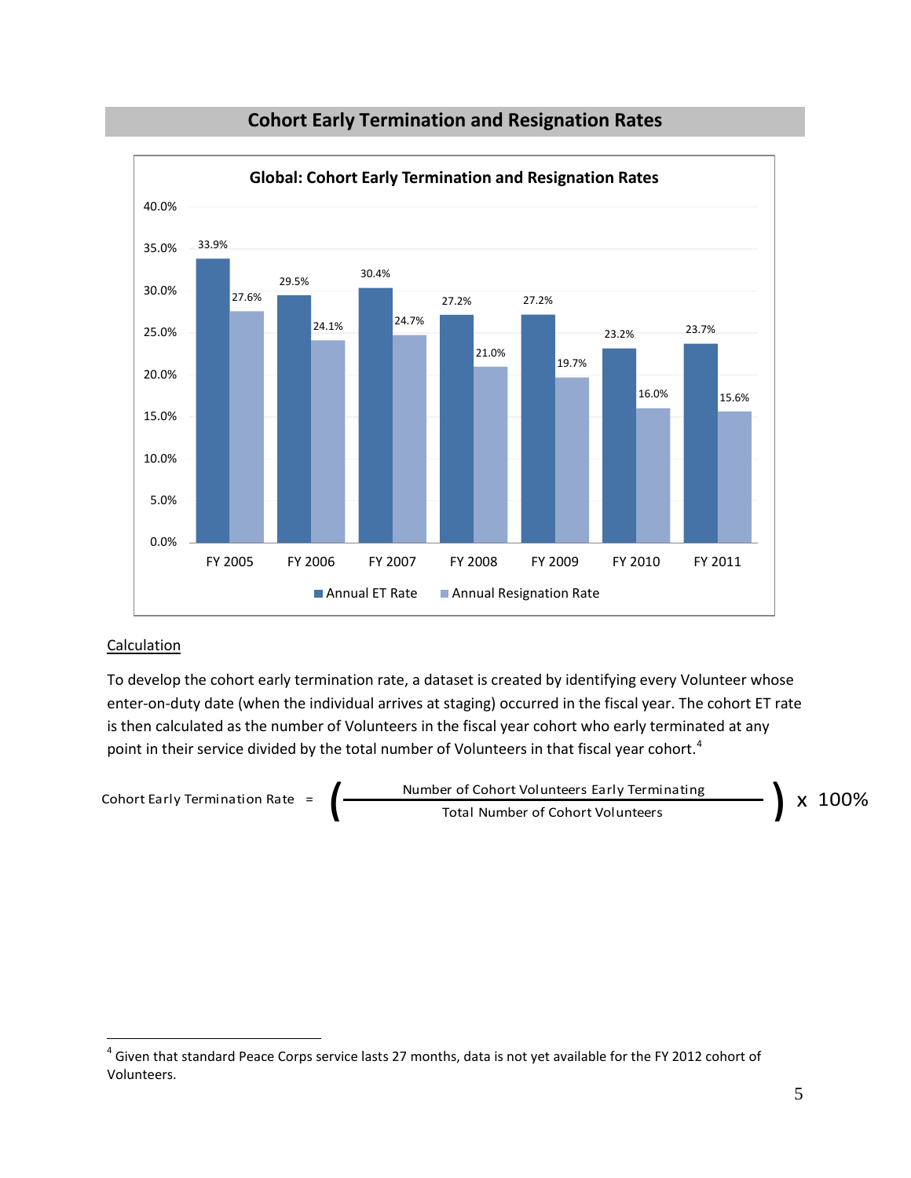## Cohort Early Termination and Resignation Rates

**Global: Cohort Early Termination and Resignation Rates**

| | Annual ET Rate | Annual Resignation Rate |
|---|---|---|
| FY 2005 | 33.9% | 27.6% |
| FY 2006 | 29.5% | 24.1% |
| FY 2007 | 30.4% | 24.7% |
| FY 2008 | 27.2% | 21.0% |
| FY 2009 | 27.2% | 19.7% |
| FY 2010 | 23.2% | 16.0% |
| FY 2011 | 23.7% | 15.6% |

Calculation

To develop the cohort early termination rate, a dataset is created by identifying every Volunteer whose enter-on-duty date (when the individual arrives at staging) occurred in the fiscal year. The cohort ET rate is then calculated as the number of Volunteers in the fiscal year cohort who early terminated at any point in their service divided by the total number of Volunteers in that fiscal year cohort.[4]

$$\text{Cohort Early Termination Rate} = \left( \frac{\text{Number of Cohort Volunteers Early Terminating}}{\text{Total Number of Cohort Volunteers}} \right) \times 100\%$$

[4] Given that standard Peace Corps service lasts 27 months, data is not yet available for the FY 2012 cohort of Volunteers.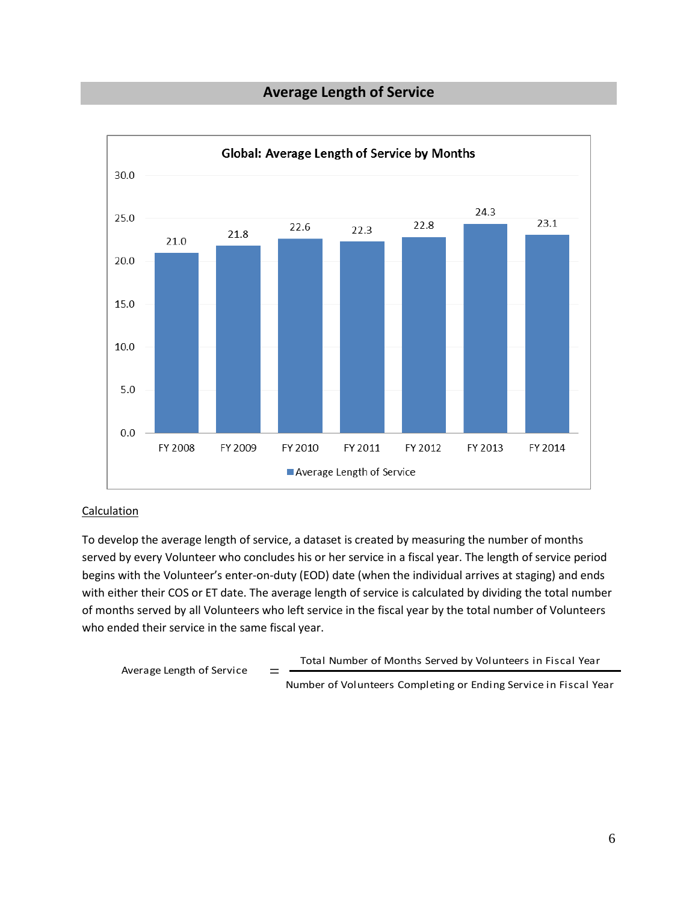## Average Length of Service

**Global: Average Length of Service by Months**

| Fiscal Year | Average Length of Service |
|---|---|
| FY 2008 | 21.0 |
| FY 2009 | 21.8 |
| FY 2010 | 22.6 |
| FY 2011 | 22.3 |
| FY 2012 | 22.8 |
| FY 2013 | 24.3 |
| FY 2014 | 23.1 |

Calculation

To develop the average length of service, a dataset is created by measuring the number of months served by every Volunteer who concludes his or her service in a fiscal year. The length of service period begins with the Volunteer's enter-on-duty (EOD) date (when the individual arrives at staging) and ends with either their COS or ET date. The average length of service is calculated by dividing the total number of months served by all Volunteers who left service in the fiscal year by the total number of Volunteers who ended their service in the same fiscal year.

$$\text{Average Length of Service} = \frac{\text{Total Number of Months Served by Volunteers in Fiscal Year}}{\text{Number of Volunteers Completing or Ending Service in Fiscal Year}}$$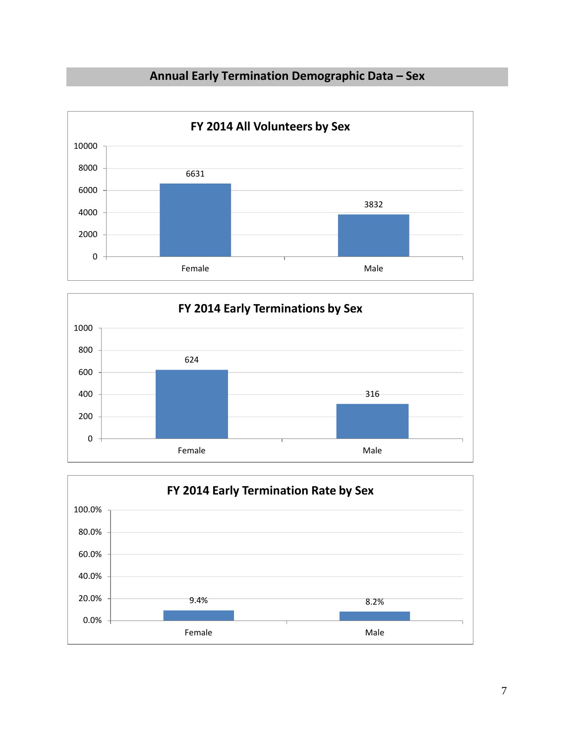## Annual Early Termination Demographic Data – Sex

### FY 2014 All Volunteers by Sex

| Sex | Volunteers |
|---|---|
| Female | 6631 |
| Male | 3832 |

### FY 2014 Early Terminations by Sex

| Sex | Early Terminations |
|---|---|
| Female | 624 |
| Male | 316 |

### FY 2014 Early Termination Rate by Sex

| Sex | Early Termination Rate |
|---|---|
| Female | 9.4% |
| Male | 8.2% |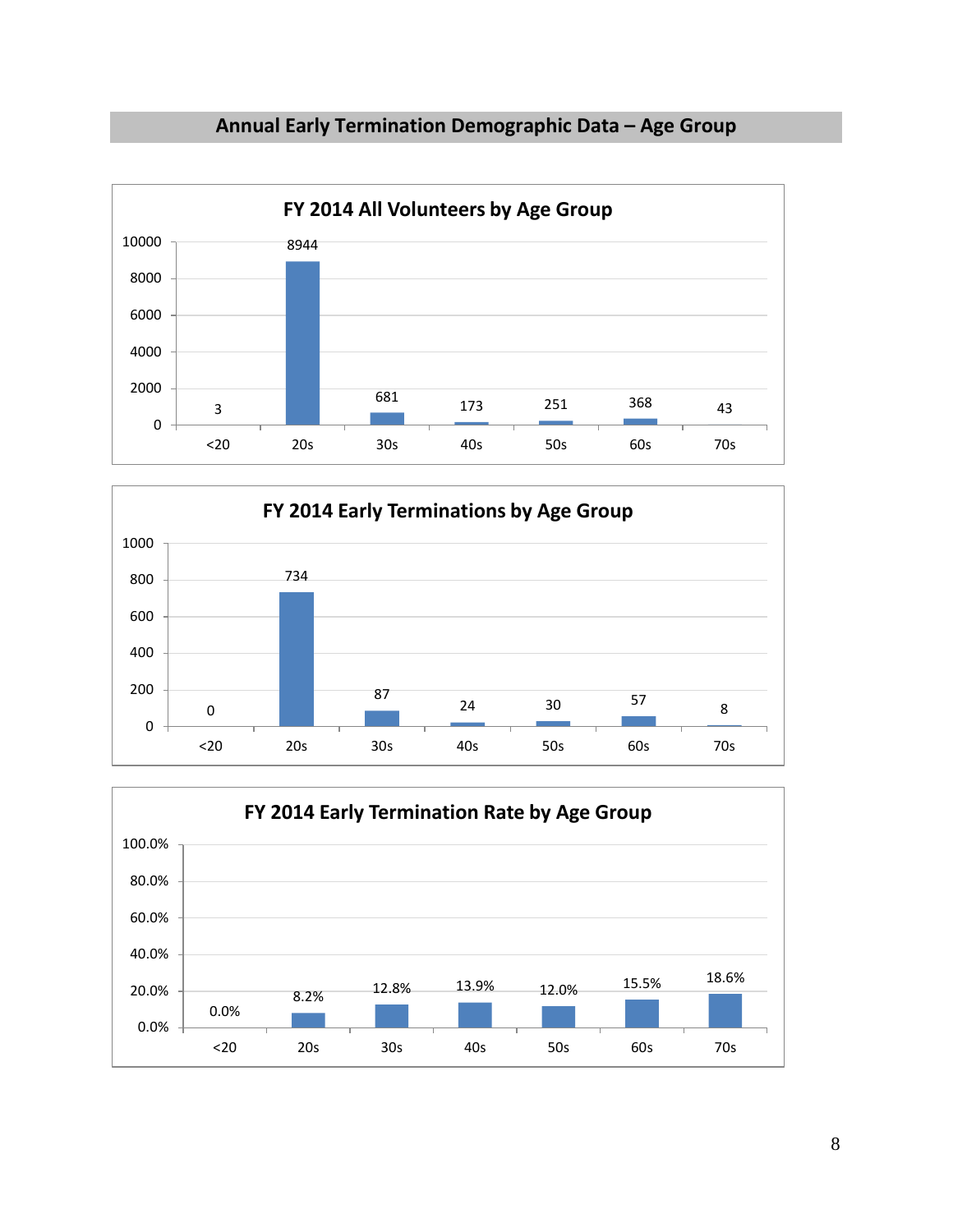## Annual Early Termination Demographic Data – Age Group

### FY 2014 All Volunteers by Age Group

| Age Group | <20 | 20s | 30s | 40s | 50s | 60s | 70s |
|---|---|---|---|---|---|---|---|
| Volunteers | 3 | 8944 | 681 | 173 | 251 | 368 | 43 |

### FY 2014 Early Terminations by Age Group

| Age Group | <20 | 20s | 30s | 40s | 50s | 60s | 70s |
|---|---|---|---|---|---|---|---|
| Early Terminations | 0 | 734 | 87 | 24 | 30 | 57 | 8 |

### FY 2014 Early Termination Rate by Age Group

| Age Group | <20 | 20s | 30s | 40s | 50s | 60s | 70s |
|---|---|---|---|---|---|---|---|
| Early Termination Rate | 0.0% | 8.2% | 12.8% | 13.9% | 12.0% | 15.5% | 18.6% |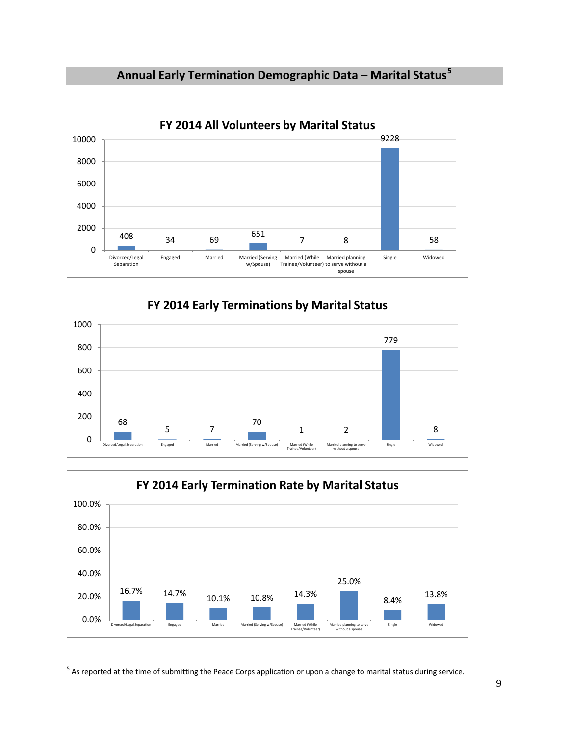## Annual Early Termination Demographic Data – Marital Status[5]

**FY 2014 All Volunteers by Marital Status**

| Marital Status | Volunteers |
|---|---|
| Divorced/Legal Separation | 408 |
| Engaged | 34 |
| Married | 69 |
| Married (Serving w/Spouse) | 651 |
| Married (While Trainee/Volunteer) | 7 |
| Married planning to serve without a spouse | 8 |
| Single | 9228 |
| Widowed | 58 |

**FY 2014 Early Terminations by Marital Status**

| Marital Status | Early Terminations |
|---|---|
| Divorced/Legal Separation | 68 |
| Engaged | 5 |
| Married | 7 |
| Married (Serving w/Spouse) | 70 |
| Married (While Trainee/Volunteer) | 1 |
| Married planning to serve without a spouse | 2 |
| Single | 779 |
| Widowed | 8 |

**FY 2014 Early Termination Rate by Marital Status**

| Marital Status | Early Termination Rate |
|---|---|
| Divorced/Legal Separation | 16.7% |
| Engaged | 14.7% |
| Married | 10.1% |
| Married (Serving w/Spouse) | 10.8% |
| Married (While Trainee/Volunteer) | 14.3% |
| Married planning to serve without a spouse | 25.0% |
| Single | 8.4% |
| Widowed | 13.8% |

[5] As reported at the time of submitting the Peace Corps application or upon a change to marital status during service.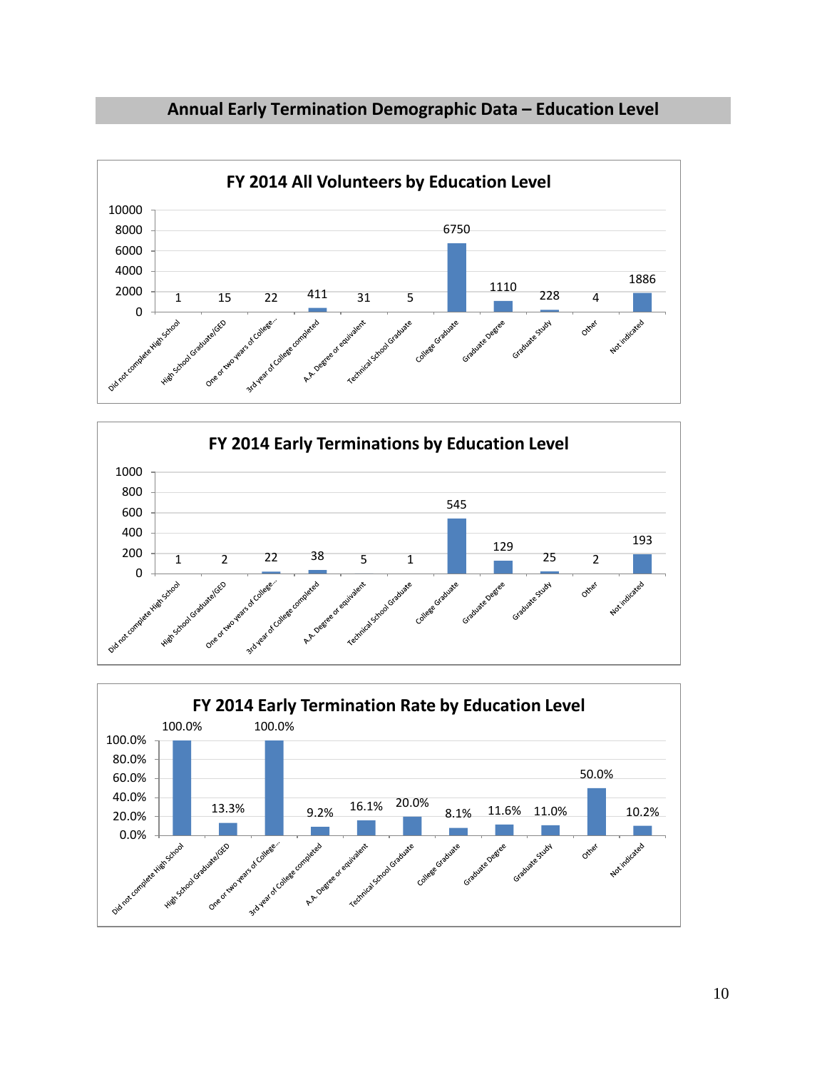## Annual Early Termination Demographic Data – Education Level

### FY 2014 All Volunteers by Education Level

| Education Level | Count |
|---|---|
| Did not complete High School | 1 |
| High School Graduate/GED | 15 |
| One or two years of College... | 22 |
| 3rd year of College completed | 411 |
| A.A. Degree or equivalent | 31 |
| Technical School Graduate | 5 |
| College Graduate | 6750 |
| Graduate Degree | 1110 |
| Graduate Study | 228 |
| Other | 4 |
| Not indicated | 1886 |

### FY 2014 Early Terminations by Education Level

| Education Level | Count |
|---|---|
| Did not complete High School | 1 |
| High School Graduate/GED | 2 |
| One or two years of College... | 22 |
| 3rd year of College completed | 38 |
| A.A. Degree or equivalent | 5 |
| Technical School Graduate | 1 |
| College Graduate | 545 |
| Graduate Degree | 129 |
| Graduate Study | 25 |
| Other | 2 |
| Not indicated | 193 |

### FY 2014 Early Termination Rate by Education Level

| Education Level | Rate |
|---|---|
| Did not complete High School | 100.0% |
| High School Graduate/GED | 13.3% |
| One or two years of College... | 100.0% |
| 3rd year of College completed | 9.2% |
| A.A. Degree or equivalent | 16.1% |
| Technical School Graduate | 20.0% |
| College Graduate | 8.1% |
| Graduate Degree | 11.6% |
| Graduate Study | 11.0% |
| Other | 50.0% |
| Not indicated | 10.2% |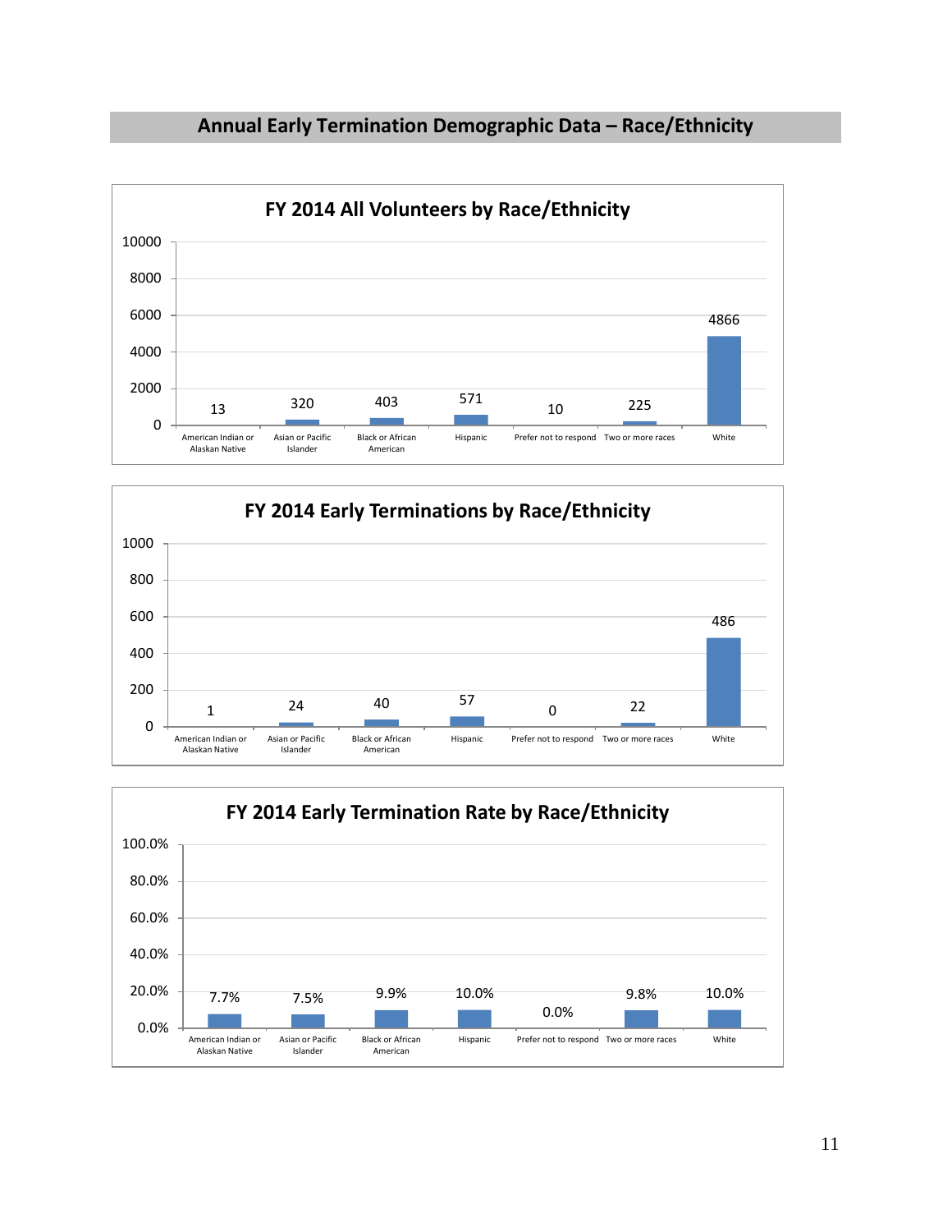## Annual Early Termination Demographic Data – Race/Ethnicity

### FY 2014 All Volunteers by Race/Ethnicity

| Race/Ethnicity | Volunteers |
|---|---|
| American Indian or Alaskan Native | 13 |
| Asian or Pacific Islander | 320 |
| Black or African American | 403 |
| Hispanic | 571 |
| Prefer not to respond | 10 |
| Two or more races | 225 |
| White | 4866 |

### FY 2014 Early Terminations by Race/Ethnicity

| Race/Ethnicity | Early Terminations |
|---|---|
| American Indian or Alaskan Native | 1 |
| Asian or Pacific Islander | 24 |
| Black or African American | 40 |
| Hispanic | 57 |
| Prefer not to respond | 0 |
| Two or more races | 22 |
| White | 486 |

### FY 2014 Early Termination Rate by Race/Ethnicity

| Race/Ethnicity | Early Termination Rate |
|---|---|
| American Indian or Alaskan Native | 7.7% |
| Asian or Pacific Islander | 7.5% |
| Black or African American | 9.9% |
| Hispanic | 10.0% |
| Prefer not to respond | 0.0% |
| Two or more races | 9.8% |
| White | 10.0% |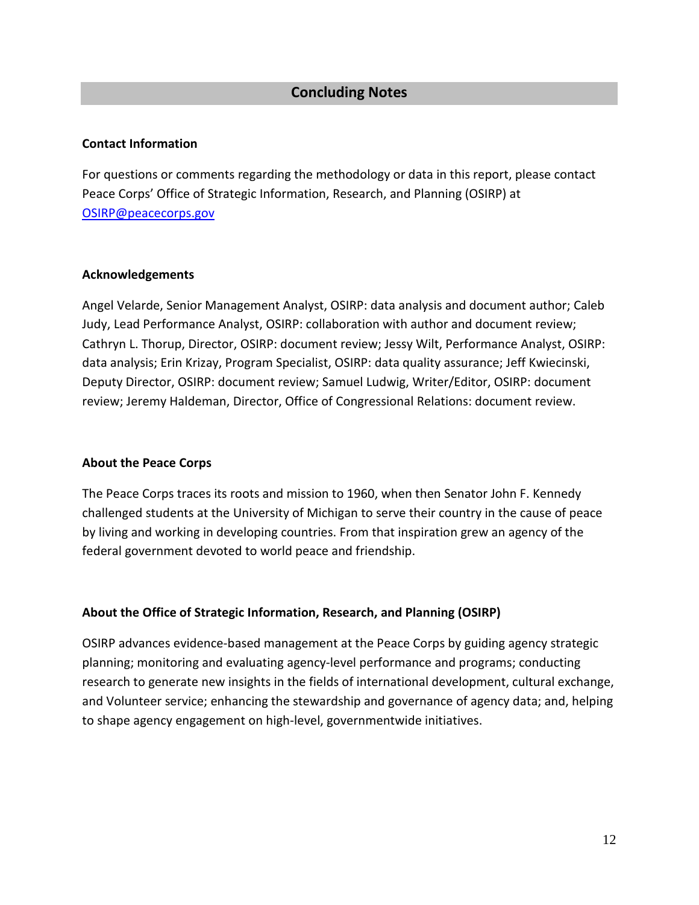## Concluding Notes

### Contact Information

For questions or comments regarding the methodology or data in this report, please contact Peace Corps' Office of Strategic Information, Research, and Planning (OSIRP) at [OSIRP@peacecorps.gov](mailto:OSIRP@peacecorps.gov)

### Acknowledgements

Angel Velarde, Senior Management Analyst, OSIRP: data analysis and document author; Caleb Judy, Lead Performance Analyst, OSIRP: collaboration with author and document review; Cathryn L. Thorup, Director, OSIRP: document review; Jessy Wilt, Performance Analyst, OSIRP: data analysis; Erin Krizay, Program Specialist, OSIRP: data quality assurance; Jeff Kwiecinski, Deputy Director, OSIRP: document review; Samuel Ludwig, Writer/Editor, OSIRP: document review; Jeremy Haldeman, Director, Office of Congressional Relations: document review.

### About the Peace Corps

The Peace Corps traces its roots and mission to 1960, when then Senator John F. Kennedy challenged students at the University of Michigan to serve their country in the cause of peace by living and working in developing countries. From that inspiration grew an agency of the federal government devoted to world peace and friendship.

### About the Office of Strategic Information, Research, and Planning (OSIRP)

OSIRP advances evidence-based management at the Peace Corps by guiding agency strategic planning; monitoring and evaluating agency-level performance and programs; conducting research to generate new insights in the fields of international development, cultural exchange, and Volunteer service; enhancing the stewardship and governance of agency data; and, helping to shape agency engagement on high-level, governmentwide initiatives.